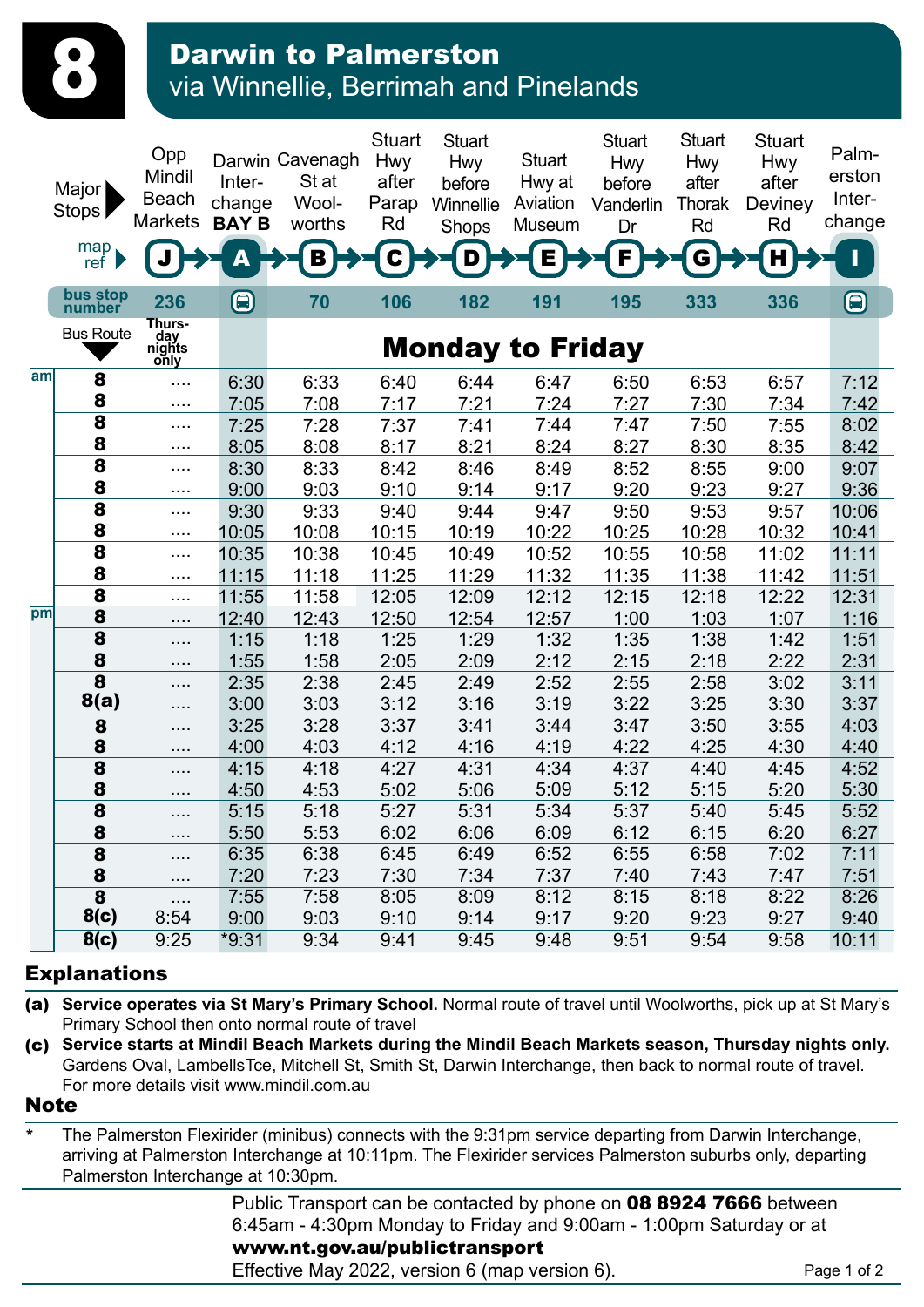# 8 Darwin to Palmerston

## via Winnellie, Berrimah and Pinelands

| Major Stops | Opp Mindil Beach Markets | Darwin Interchange BAY B | Cavenagh St at Woolworths | Stuart Hwy after Parap Rd | Stuart Hwy before Winnellie Shops | Stuart Hwy at Aviation Museum | Stuart Hwy before Vanderlin Dr | Stuart Hwy after Thorak Rd | Stuart Hwy after Deviney Rd | Palmerston Interchange |
|---|---|---|---|---|---|---|---|---|---|---|
| map ref | J | A | B | C | D | E | F | G | H | I |
| bus stop number | 236 | | 70 | 106 | 182 | 191 | 195 | 333 | 336 | |
| Bus Route | Thursday nights only | Monday to Friday | | | | | | | | |
| **am** | | | | | | | | | | |
| 8 | .... | 6:30 | 6:33 | 6:40 | 6:44 | 6:47 | 6:50 | 6:53 | 6:57 | 7:12 |
| 8 | .... | 7:05 | 7:08 | 7:17 | 7:21 | 7:24 | 7:27 | 7:30 | 7:34 | 7:42 |
| 8 | .... | 7:25 | 7:28 | 7:37 | 7:41 | 7:44 | 7:47 | 7:50 | 7:55 | 8:02 |
| 8 | .... | 8:05 | 8:08 | 8:17 | 8:21 | 8:24 | 8:27 | 8:30 | 8:35 | 8:42 |
| 8 | .... | 8:30 | 8:33 | 8:42 | 8:46 | 8:49 | 8:52 | 8:55 | 9:00 | 9:07 |
| 8 | .... | 9:00 | 9:03 | 9:10 | 9:14 | 9:17 | 9:20 | 9:23 | 9:27 | 9:36 |
| 8 | .... | 9:30 | 9:33 | 9:40 | 9:44 | 9:47 | 9:50 | 9:53 | 9:57 | 10:06 |
| 8 | .... | 10:05 | 10:08 | 10:15 | 10:19 | 10:22 | 10:25 | 10:28 | 10:32 | 10:41 |
| 8 | .... | 10:35 | 10:38 | 10:45 | 10:49 | 10:52 | 10:55 | 10:58 | 11:02 | 11:11 |
| 8 | .... | 11:15 | 11:18 | 11:25 | 11:29 | 11:32 | 11:35 | 11:38 | 11:42 | 11:51 |
| 8 | .... | 11:55 | 11:58 | 12:05 | 12:09 | 12:12 | 12:15 | 12:18 | 12:22 | 12:31 |
| **pm** | | | | | | | | | | |
| 8 | .... | 12:40 | 12:43 | 12:50 | 12:54 | 12:57 | 1:00 | 1:03 | 1:07 | 1:16 |
| 8 | .... | 1:15 | 1:18 | 1:25 | 1:29 | 1:32 | 1:35 | 1:38 | 1:42 | 1:51 |
| 8 | .... | 1:55 | 1:58 | 2:05 | 2:09 | 2:12 | 2:15 | 2:18 | 2:22 | 2:31 |
| 8 | .... | 2:35 | 2:38 | 2:45 | 2:49 | 2:52 | 2:55 | 2:58 | 3:02 | 3:11 |
| 8(a) | .... | 3:00 | 3:03 | 3:12 | 3:16 | 3:19 | 3:22 | 3:25 | 3:30 | 3:37 |
| 8 | .... | 3:25 | 3:28 | 3:37 | 3:41 | 3:44 | 3:47 | 3:50 | 3:55 | 4:03 |
| 8 | .... | 4:00 | 4:03 | 4:12 | 4:16 | 4:19 | 4:22 | 4:25 | 4:30 | 4:40 |
| 8 | .... | 4:15 | 4:18 | 4:27 | 4:31 | 4:34 | 4:37 | 4:40 | 4:45 | 4:52 |
| 8 | .... | 4:50 | 4:53 | 5:02 | 5:06 | 5:09 | 5:12 | 5:15 | 5:20 | 5:30 |
| 8 | .... | 5:15 | 5:18 | 5:27 | 5:31 | 5:34 | 5:37 | 5:40 | 5:45 | 5:52 |
| 8 | .... | 5:50 | 5:53 | 6:02 | 6:06 | 6:09 | 6:12 | 6:15 | 6:20 | 6:27 |
| 8 | .... | 6:35 | 6:38 | 6:45 | 6:49 | 6:52 | 6:55 | 6:58 | 7:02 | 7:11 |
| 8 | .... | 7:20 | 7:23 | 7:30 | 7:34 | 7:37 | 7:40 | 7:43 | 7:47 | 7:51 |
| 8 | .... | 7:55 | 7:58 | 8:05 | 8:09 | 8:12 | 8:15 | 8:18 | 8:22 | 8:26 |
| 8(c) | 8:54 | 9:00 | 9:03 | 9:10 | 9:14 | 9:17 | 9:20 | 9:23 | 9:27 | 9:40 |
| 8(c) | 9:25 | *9:31 | 9:34 | 9:41 | 9:45 | 9:48 | 9:51 | 9:54 | 9:58 | 10:11 |

## Explanations

**(a)** **Service operates via St Mary's Primary School.** Normal route of travel until Woolworths, pick up at St Mary's Primary School then onto normal route of travel

**(c)** **Service starts at Mindil Beach Markets during the Mindil Beach Markets season, Thursday nights only.** Gardens Oval, LambellsTce, Mitchell St, Smith St, Darwin Interchange, then back to normal route of travel. For more details visit www.mindil.com.au

## Note

\* The Palmerston Flexirider (minibus) connects with the 9:31pm service departing from Darwin Interchange, arriving at Palmerston Interchange at 10:11pm. The Flexirider services Palmerston suburbs only, departing Palmerston Interchange at 10:30pm.

Public Transport can be contacted by phone on **08 8924 7666** between 6:45am - 4:30pm Monday to Friday and 9:00am - 1:00pm Saturday or at **www.nt.gov.au/publictransport**

Effective May 2022, version 6 (map version 6).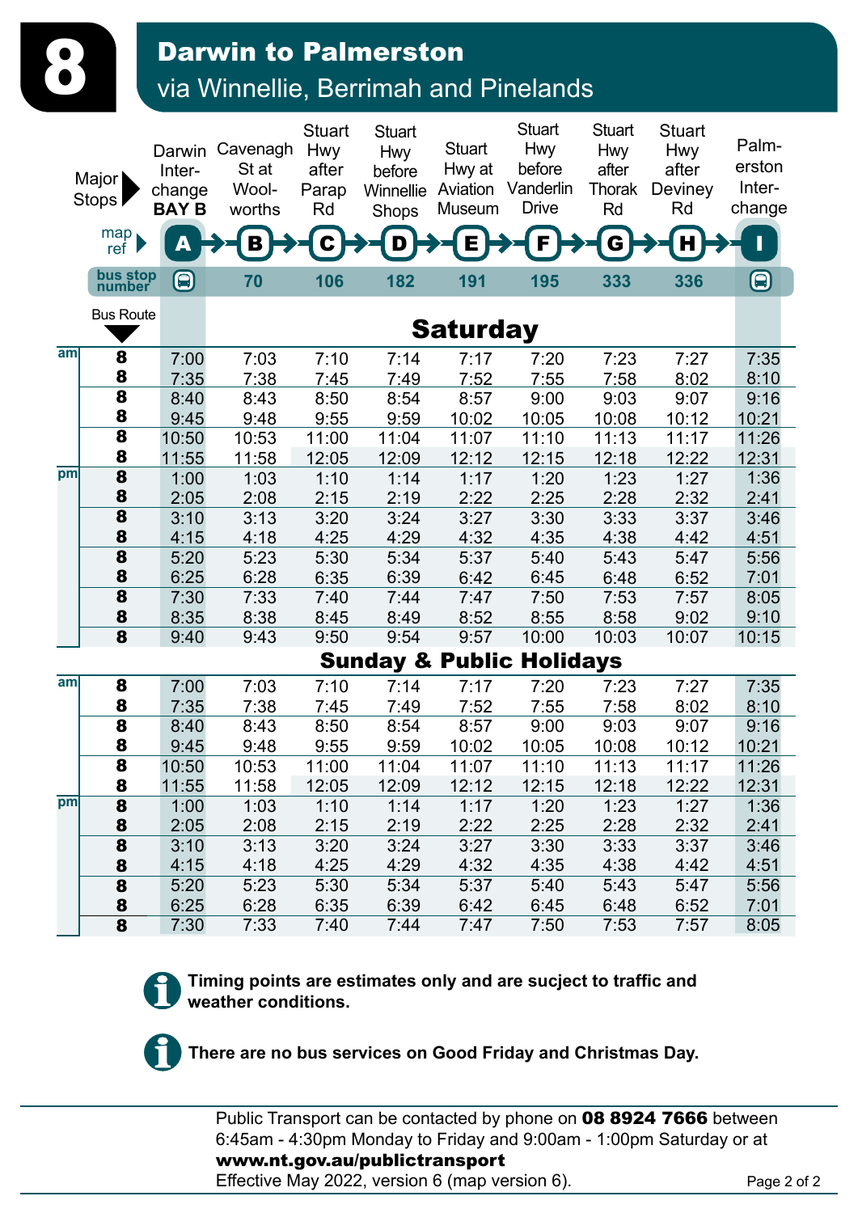# 8 Darwin to Palmerston

## via Winnellie, Berrimah and Pinelands

| Major Stops | Bus Route | Darwin Interchange BAY B | Cavenagh St at Woolworths | Stuart Hwy after Parap Rd | Stuart Hwy before Winnellie Shops | Stuart Hwy at Aviation Museum | Stuart Hwy before Vanderlin Drive | Stuart Hwy after Thorak Rd | Stuart Hwy after Deviney Rd | Palmerston Interchange |
|---|---|---|---|---|---|---|---|---|---|---|
| map ref | | A | B | C | D | E | F | G | H | I |
| bus stop number | | | 70 | 106 | 182 | 191 | 195 | 333 | 336 | |
| **Saturday** | | | | | | | | | | |
| am | 8 | 7:00 | 7:03 | 7:10 | 7:14 | 7:17 | 7:20 | 7:23 | 7:27 | 7:35 |
| | 8 | 7:35 | 7:38 | 7:45 | 7:49 | 7:52 | 7:55 | 7:58 | 8:02 | 8:10 |
| | 8 | 8:40 | 8:43 | 8:50 | 8:54 | 8:57 | 9:00 | 9:03 | 9:07 | 9:16 |
| | 8 | 9:45 | 9:48 | 9:55 | 9:59 | 10:02 | 10:05 | 10:08 | 10:12 | 10:21 |
| | 8 | 10:50 | 10:53 | 11:00 | 11:04 | 11:07 | 11:10 | 11:13 | 11:17 | 11:26 |
| | 8 | 11:55 | 11:58 | 12:05 | 12:09 | 12:12 | 12:15 | 12:18 | 12:22 | 12:31 |
| pm | 8 | 1:00 | 1:03 | 1:10 | 1:14 | 1:17 | 1:20 | 1:23 | 1:27 | 1:36 |
| | 8 | 2:05 | 2:08 | 2:15 | 2:19 | 2:22 | 2:25 | 2:28 | 2:32 | 2:41 |
| | 8 | 3:10 | 3:13 | 3:20 | 3:24 | 3:27 | 3:30 | 3:33 | 3:37 | 3:46 |
| | 8 | 4:15 | 4:18 | 4:25 | 4:29 | 4:32 | 4:35 | 4:38 | 4:42 | 4:51 |
| | 8 | 5:20 | 5:23 | 5:30 | 5:34 | 5:37 | 5:40 | 5:43 | 5:47 | 5:56 |
| | 8 | 6:25 | 6:28 | 6:35 | 6:39 | 6:42 | 6:45 | 6:48 | 6:52 | 7:01 |
| | 8 | 7:30 | 7:33 | 7:40 | 7:44 | 7:47 | 7:50 | 7:53 | 7:57 | 8:05 |
| | 8 | 8:35 | 8:38 | 8:45 | 8:49 | 8:52 | 8:55 | 8:58 | 9:02 | 9:10 |
| | 8 | 9:40 | 9:43 | 9:50 | 9:54 | 9:57 | 10:00 | 10:03 | 10:07 | 10:15 |
| **Sunday & Public Holidays** | | | | | | | | | | |
| am | 8 | 7:00 | 7:03 | 7:10 | 7:14 | 7:17 | 7:20 | 7:23 | 7:27 | 7:35 |
| | 8 | 7:35 | 7:38 | 7:45 | 7:49 | 7:52 | 7:55 | 7:58 | 8:02 | 8:10 |
| | 8 | 8:40 | 8:43 | 8:50 | 8:54 | 8:57 | 9:00 | 9:03 | 9:07 | 9:16 |
| | 8 | 9:45 | 9:48 | 9:55 | 9:59 | 10:02 | 10:05 | 10:08 | 10:12 | 10:21 |
| | 8 | 10:50 | 10:53 | 11:00 | 11:04 | 11:07 | 11:10 | 11:13 | 11:17 | 11:26 |
| | 8 | 11:55 | 11:58 | 12:05 | 12:09 | 12:12 | 12:15 | 12:18 | 12:22 | 12:31 |
| pm | 8 | 1:00 | 1:03 | 1:10 | 1:14 | 1:17 | 1:20 | 1:23 | 1:27 | 1:36 |
| | 8 | 2:05 | 2:08 | 2:15 | 2:19 | 2:22 | 2:25 | 2:28 | 2:32 | 2:41 |
| | 8 | 3:10 | 3:13 | 3:20 | 3:24 | 3:27 | 3:30 | 3:33 | 3:37 | 3:46 |
| | 8 | 4:15 | 4:18 | 4:25 | 4:29 | 4:32 | 4:35 | 4:38 | 4:42 | 4:51 |
| | 8 | 5:20 | 5:23 | 5:30 | 5:34 | 5:37 | 5:40 | 5:43 | 5:47 | 5:56 |
| | 8 | 6:25 | 6:28 | 6:35 | 6:39 | 6:42 | 6:45 | 6:48 | 6:52 | 7:01 |
| | 8 | 7:30 | 7:33 | 7:40 | 7:44 | 7:47 | 7:50 | 7:53 | 7:57 | 8:05 |

**Timing points are estimates only and are sucject to traffic and weather conditions.**

**There are no bus services on Good Friday and Christmas Day.**

Public Transport can be contacted by phone on **08 8924 7666** between 6:45am - 4:30pm Monday to Friday and 9:00am - 1:00pm Saturday or at **www.nt.gov.au/publictransport**

Effective May 2022, version 6 (map version 6).